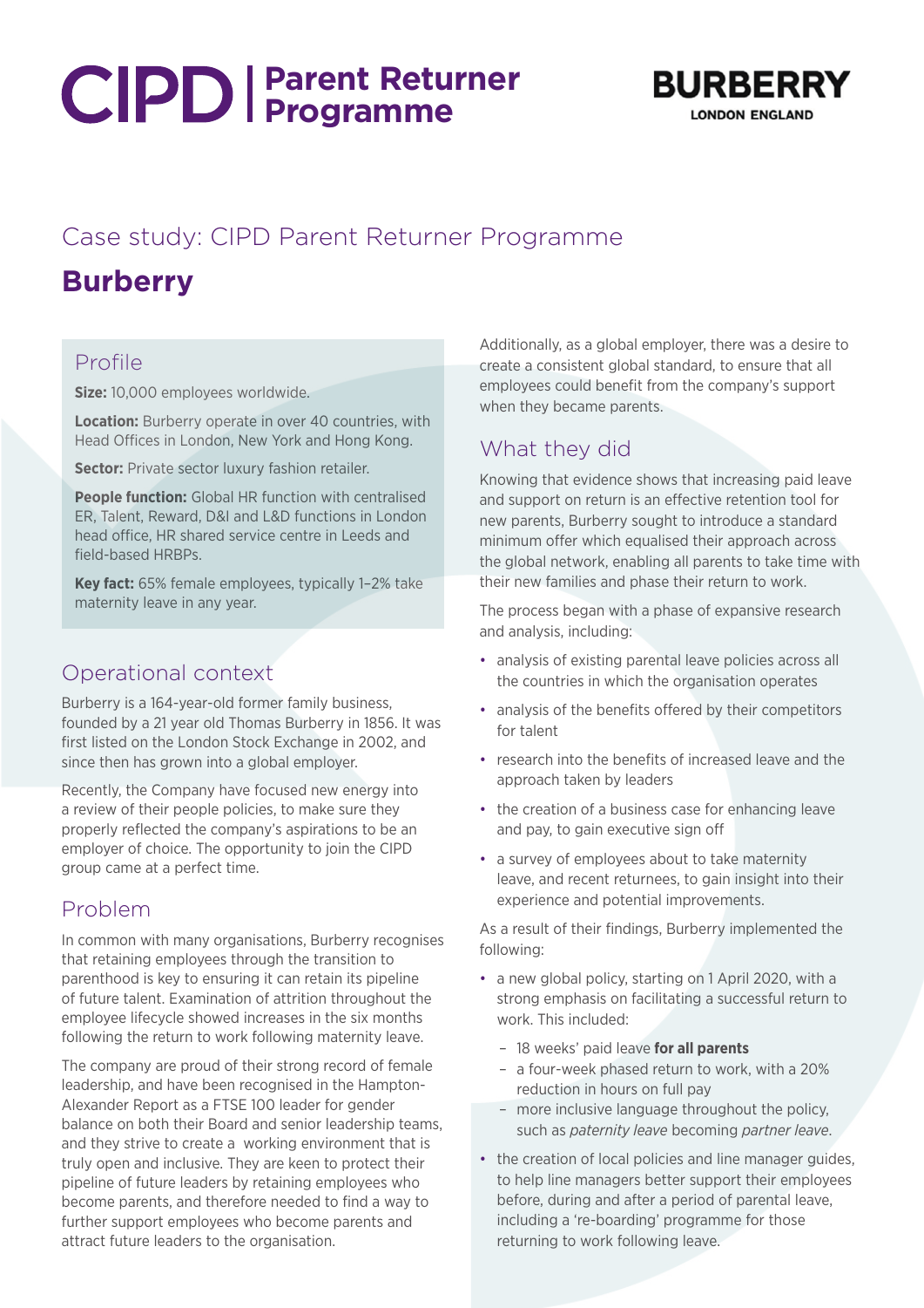# CIPD | Parent Returner Programme

BURBERRY
LONDON ENGLAND

## Case study: CIPD Parent Returner Programme

# Burberry

### Profile

**Size:** 10,000 employees worldwide.

**Location:** Burberry operate in over 40 countries, with Head Offices in London, New York and Hong Kong.

**Sector:** Private sector luxury fashion retailer.

**People function:** Global HR function with centralised ER, Talent, Reward, D&I and L&D functions in London head office, HR shared service centre in Leeds and field-based HRBPs.

**Key fact:** 65% female employees, typically 1–2% take maternity leave in any year.

## Operational context

Burberry is a 164-year-old former family business, founded by a 21 year old Thomas Burberry in 1856. It was first listed on the London Stock Exchange in 2002, and since then has grown into a global employer.

Recently, the Company have focused new energy into a review of their people policies, to make sure they properly reflected the company's aspirations to be an employer of choice. The opportunity to join the CIPD group came at a perfect time.

## Problem

In common with many organisations, Burberry recognises that retaining employees through the transition to parenthood is key to ensuring it can retain its pipeline of future talent. Examination of attrition throughout the employee lifecycle showed increases in the six months following the return to work following maternity leave.

The company are proud of their strong record of female leadership, and have been recognised in the Hampton-Alexander Report as a FTSE 100 leader for gender balance on both their Board and senior leadership teams, and they strive to create a working environment that is truly open and inclusive. They are keen to protect their pipeline of future leaders by retaining employees who become parents, and therefore needed to find a way to further support employees who become parents and attract future leaders to the organisation.

Additionally, as a global employer, there was a desire to create a consistent global standard, to ensure that all employees could benefit from the company's support when they became parents.

## What they did

Knowing that evidence shows that increasing paid leave and support on return is an effective retention tool for new parents, Burberry sought to introduce a standard minimum offer which equalised their approach across the global network, enabling all parents to take time with their new families and phase their return to work.

The process began with a phase of expansive research and analysis, including:

- analysis of existing parental leave policies across all the countries in which the organisation operates
- analysis of the benefits offered by their competitors for talent
- research into the benefits of increased leave and the approach taken by leaders
- the creation of a business case for enhancing leave and pay, to gain executive sign off
- a survey of employees about to take maternity leave, and recent returnees, to gain insight into their experience and potential improvements.

As a result of their findings, Burberry implemented the following:

- a new global policy, starting on 1 April 2020, with a strong emphasis on facilitating a successful return to work. This included:
  - 18 weeks' paid leave **for all parents**
  - a four-week phased return to work, with a 20% reduction in hours on full pay
  - more inclusive language throughout the policy, such as *paternity leave* becoming *partner leave*.
- the creation of local policies and line manager guides, to help line managers better support their employees before, during and after a period of parental leave, including a 're-boarding' programme for those returning to work following leave.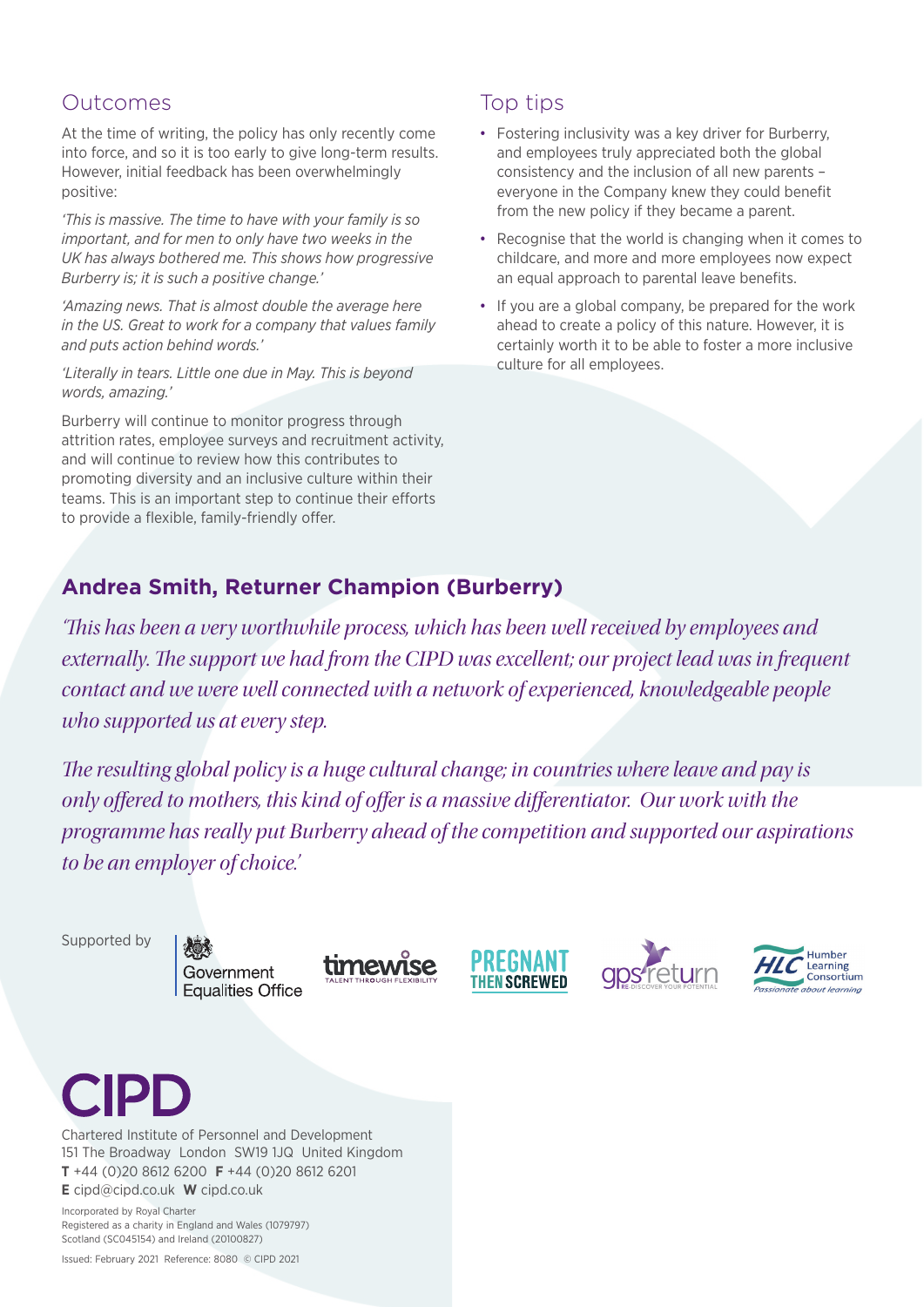## Outcomes

At the time of writing, the policy has only recently come into force, and so it is too early to give long-term results. However, initial feedback has been overwhelmingly positive:

*'This is massive. The time to have with your family is so important, and for men to only have two weeks in the UK has always bothered me. This shows how progressive Burberry is; it is such a positive change.'*

*'Amazing news. That is almost double the average here in the US. Great to work for a company that values family and puts action behind words.'*

*'Literally in tears. Little one due in May. This is beyond words, amazing.'*

Burberry will continue to monitor progress through attrition rates, employee surveys and recruitment activity, and will continue to review how this contributes to promoting diversity and an inclusive culture within their teams. This is an important step to continue their efforts to provide a flexible, family-friendly offer.

## Top tips

- Fostering inclusivity was a key driver for Burberry, and employees truly appreciated both the global consistency and the inclusion of all new parents – everyone in the Company knew they could benefit from the new policy if they became a parent.
- Recognise that the world is changing when it comes to childcare, and more and more employees now expect an equal approach to parental leave benefits.
- If you are a global company, be prepared for the work ahead to create a policy of this nature. However, it is certainly worth it to be able to foster a more inclusive culture for all employees.

### Andrea Smith, Returner Champion (Burberry)

*'This has been a very worthwhile process, which has been well received by employees and externally. The support we had from the CIPD was excellent; our project lead was in frequent contact and we were well connected with a network of experienced, knowledgeable people who supported us at every step.*

*The resulting global policy is a huge cultural change; in countries where leave and pay is only offered to mothers, this kind of offer is a massive differentiator. Our work with the programme has really put Burberry ahead of the competition and supported our aspirations to be an employer of choice.'*

Supported by

Government Equalities Office

timewise TALENT THROUGH FLEXIBILITY

PREGNANT THEN SCREWED

gps return RE DISCOVER YOUR POTENTIAL

HLC Humber Learning Consortium Passionate about learning

CIPD

Chartered Institute of Personnel and Development
151 The Broadway London SW19 1JQ United Kingdom
**T** +44 (0)20 8612 6200 **F** +44 (0)20 8612 6201
**E** cipd@cipd.co.uk **W** cipd.co.uk

Incorporated by Royal Charter
Registered as a charity in England and Wales (1079797)
Scotland (SC045154) and Ireland (20100827)

Issued: February 2021 Reference: 8080 © CIPD 2021